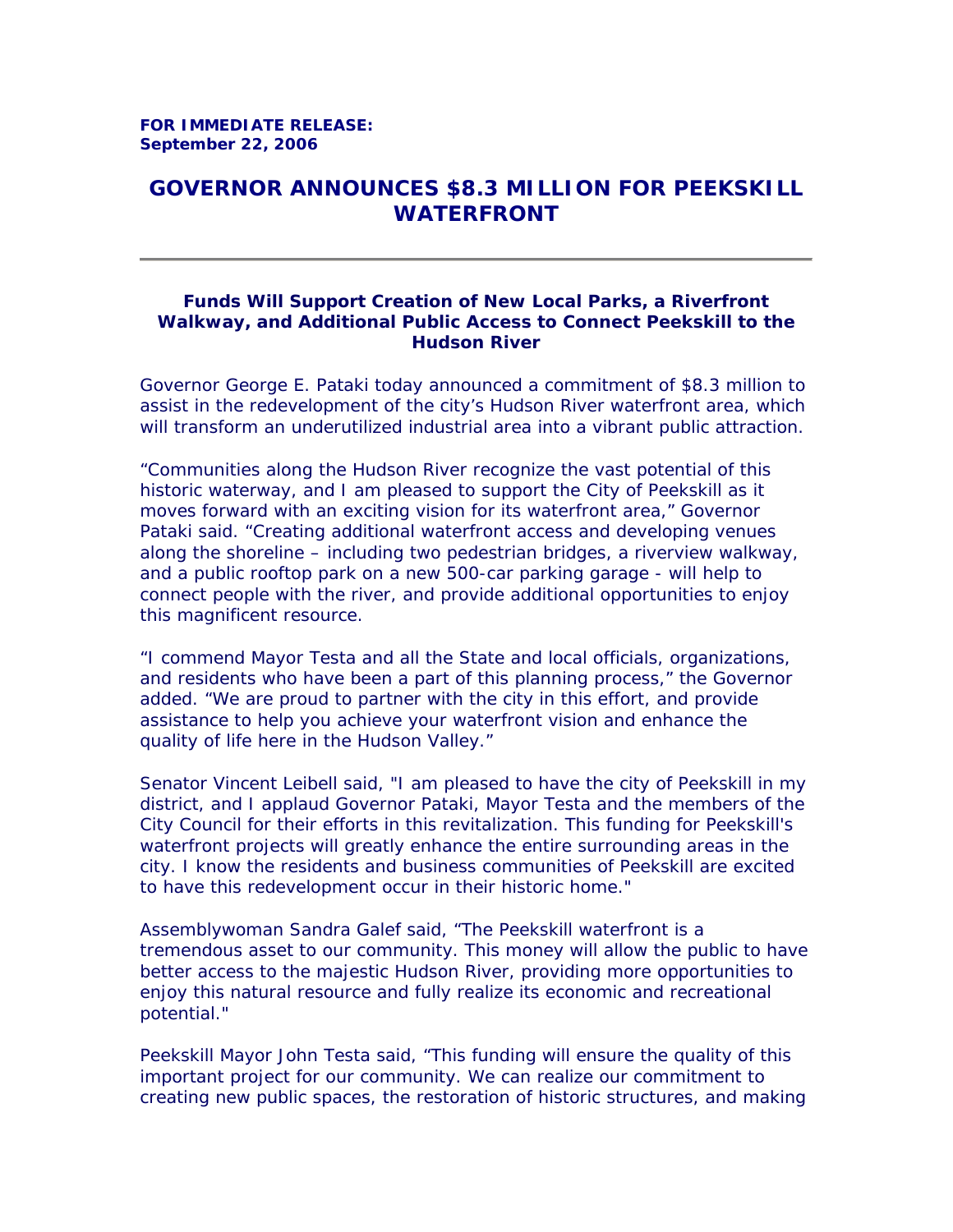**FOR IMMEDIATE RELEASE:**
**September 22, 2006**

# GOVERNOR ANNOUNCES $8.3 MILLION FOR PEEKSKILL WATERFRONT

---

### Funds Will Support Creation of New Local Parks, a Riverfront Walkway, and Additional Public Access to Connect Peekskill to the Hudson River

Governor George E. Pataki today announced a commitment of $8.3 million to assist in the redevelopment of the city's Hudson River waterfront area, which will transform an underutilized industrial area into a vibrant public attraction.

"Communities along the Hudson River recognize the vast potential of this historic waterway, and I am pleased to support the City of Peekskill as it moves forward with an exciting vision for its waterfront area," Governor Pataki said. "Creating additional waterfront access and developing venues along the shoreline – including two pedestrian bridges, a riverview walkway, and a public rooftop park on a new 500-car parking garage - will help to connect people with the river, and provide additional opportunities to enjoy this magnificent resource.

"I commend Mayor Testa and all the State and local officials, organizations, and residents who have been a part of this planning process," the Governor added. "We are proud to partner with the city in this effort, and provide assistance to help you achieve your waterfront vision and enhance the quality of life here in the Hudson Valley."

Senator Vincent Leibell said, "I am pleased to have the city of Peekskill in my district, and I applaud Governor Pataki, Mayor Testa and the members of the City Council for their efforts in this revitalization. This funding for Peekskill's waterfront projects will greatly enhance the entire surrounding areas in the city. I know the residents and business communities of Peekskill are excited to have this redevelopment occur in their historic home."

Assemblywoman Sandra Galef said, "The Peekskill waterfront is a tremendous asset to our community. This money will allow the public to have better access to the majestic Hudson River, providing more opportunities to enjoy this natural resource and fully realize its economic and recreational potential."

Peekskill Mayor John Testa said, "This funding will ensure the quality of this important project for our community. We can realize our commitment to creating new public spaces, the restoration of historic structures, and making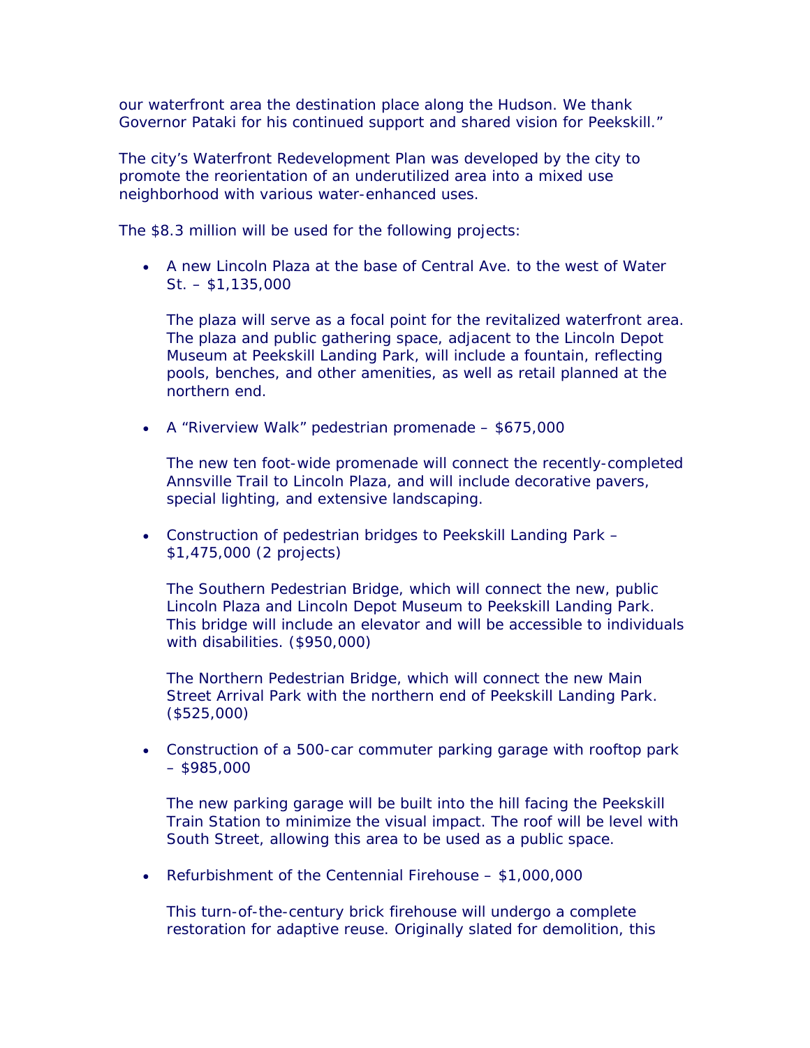our waterfront area the destination place along the Hudson. We thank Governor Pataki for his continued support and shared vision for Peekskill."

The city's Waterfront Redevelopment Plan was developed by the city to promote the reorientation of an underutilized area into a mixed use neighborhood with various water-enhanced uses.

The $8.3 million will be used for the following projects:

- A new Lincoln Plaza at the base of Central Ave. to the west of Water St. – $1,135,000

  The plaza will serve as a focal point for the revitalized waterfront area. The plaza and public gathering space, adjacent to the Lincoln Depot Museum at Peekskill Landing Park, will include a fountain, reflecting pools, benches, and other amenities, as well as retail planned at the northern end.

- A "Riverview Walk" pedestrian promenade – $675,000

  The new ten foot-wide promenade will connect the recently-completed Annsville Trail to Lincoln Plaza, and will include decorative pavers, special lighting, and extensive landscaping.

- Construction of pedestrian bridges to Peekskill Landing Park – $1,475,000 (2 projects)

  The Southern Pedestrian Bridge, which will connect the new, public Lincoln Plaza and Lincoln Depot Museum to Peekskill Landing Park. This bridge will include an elevator and will be accessible to individuals with disabilities. ($950,000)

  The Northern Pedestrian Bridge, which will connect the new Main Street Arrival Park with the northern end of Peekskill Landing Park. ($525,000)

- Construction of a 500-car commuter parking garage with rooftop park – $985,000

  The new parking garage will be built into the hill facing the Peekskill Train Station to minimize the visual impact. The roof will be level with South Street, allowing this area to be used as a public space.

- Refurbishment of the Centennial Firehouse – $1,000,000

  This turn-of-the-century brick firehouse will undergo a complete restoration for adaptive reuse. Originally slated for demolition, this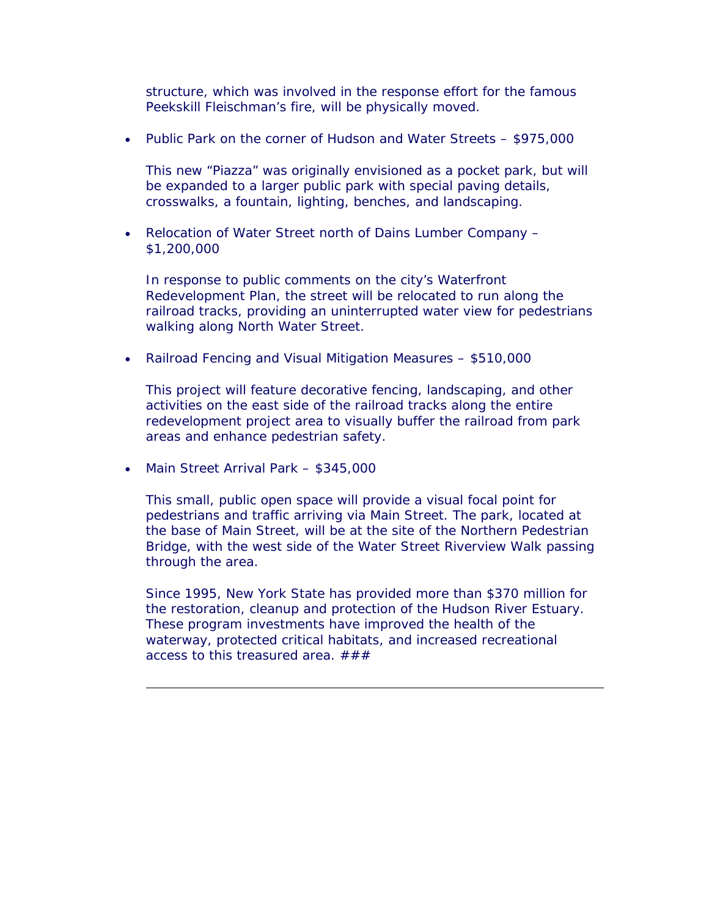structure, which was involved in the response effort for the famous Peekskill Fleischman's fire, will be physically moved.

- Public Park on the corner of Hudson and Water Streets – $975,000

  This new "Piazza" was originally envisioned as a pocket park, but will be expanded to a larger public park with special paving details, crosswalks, a fountain, lighting, benches, and landscaping.

- Relocation of Water Street north of Dains Lumber Company – $1,200,000

  In response to public comments on the city's Waterfront Redevelopment Plan, the street will be relocated to run along the railroad tracks, providing an uninterrupted water view for pedestrians walking along North Water Street.

- Railroad Fencing and Visual Mitigation Measures – $510,000

  This project will feature decorative fencing, landscaping, and other activities on the east side of the railroad tracks along the entire redevelopment project area to visually buffer the railroad from park areas and enhance pedestrian safety.

- Main Street Arrival Park – $345,000

  This small, public open space will provide a visual focal point for pedestrians and traffic arriving via Main Street. The park, located at the base of Main Street, will be at the site of the Northern Pedestrian Bridge, with the west side of the Water Street Riverview Walk passing through the area.

Since 1995, New York State has provided more than $370 million for the restoration, cleanup and protection of the Hudson River Estuary. These program investments have improved the health of the waterway, protected critical habitats, and increased recreational access to this treasured area. ###

---